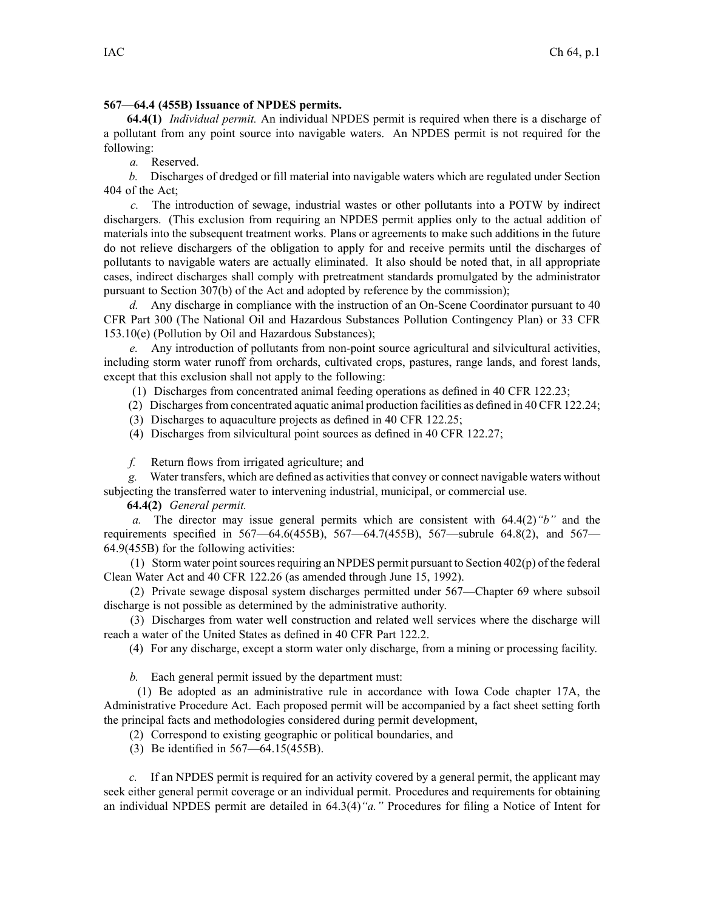**567—64.4 (455B) Issuance of NPDES permits.**

**64.4(1)** *Individual permit.* An individual NPDES permit is required when there is a discharge of a pollutant from any point source into navigable waters. An NPDES permit is not required for the following:

*a.* Reserved.

*b.* Discharges of dredged or fill material into navigable waters which are regulated under Section 404 of the Act;

*c.* The introduction of sewage, industrial wastes or other pollutants into a POTW by indirect dischargers. (This exclusion from requiring an NPDES permit applies only to the actual addition of materials into the subsequent treatment works. Plans or agreements to make such additions in the future do not relieve dischargers of the obligation to apply for and receive permits until the discharges of pollutants to navigable waters are actually eliminated. It also should be noted that, in all appropriate cases, indirect discharges shall comply with pretreatment standards promulgated by the administrator pursuant to Section 307(b) of the Act and adopted by reference by the commission);

*d.* Any discharge in compliance with the instruction of an On-Scene Coordinator pursuant to 40 CFR Part 300 (The National Oil and Hazardous Substances Pollution Contingency Plan) or 33 CFR 153.10(e) (Pollution by Oil and Hazardous Substances);

*e.* Any introduction of pollutants from non-point source agricultural and silvicultural activities, including storm water runoff from orchards, cultivated crops, pastures, range lands, and forest lands, except that this exclusion shall not apply to the following:

(1) Discharges from concentrated animal feeding operations as defined in 40 CFR 122.23;

(2) Discharges from concentrated aquatic animal production facilities as defined in 40 CFR 122.24;

(3) Discharges to aquaculture projects as defined in 40 CFR 122.25;

(4) Discharges from silvicultural point sources as defined in 40 CFR 122.27;

*f.* Return flows from irrigated agriculture; and

*g.* Water transfers, which are defined as activities that convey or connect navigable waters without subjecting the transferred water to intervening industrial, municipal, or commercial use.

**64.4(2)** *General permit.*

*a.* The director may issue general permits which are consistent with 64.4(2)*"b"* and the requirements specified in 567—64.6(455B), 567—64.7(455B), 567—subrule 64.8(2), and 567—64.9(455B) for the following activities:

(1) Storm water point sources requiring an NPDES permit pursuant to Section 402(p) of the federal Clean Water Act and 40 CFR 122.26 (as amended through June 15, 1992).

(2) Private sewage disposal system discharges permitted under 567—Chapter 69 where subsoil discharge is not possible as determined by the administrative authority.

(3) Discharges from water well construction and related well services where the discharge will reach a water of the United States as defined in 40 CFR Part 122.2.

(4) For any discharge, except a storm water only discharge, from a mining or processing facility.

*b.* Each general permit issued by the department must:

(1) Be adopted as an administrative rule in accordance with Iowa Code chapter 17A, the Administrative Procedure Act. Each proposed permit will be accompanied by a fact sheet setting forth the principal facts and methodologies considered during permit development,

(2) Correspond to existing geographic or political boundaries, and

(3) Be identified in 567—64.15(455B).

*c.* If an NPDES permit is required for an activity covered by a general permit, the applicant may seek either general permit coverage or an individual permit. Procedures and requirements for obtaining an individual NPDES permit are detailed in 64.3(4)*"a."* Procedures for filing a Notice of Intent for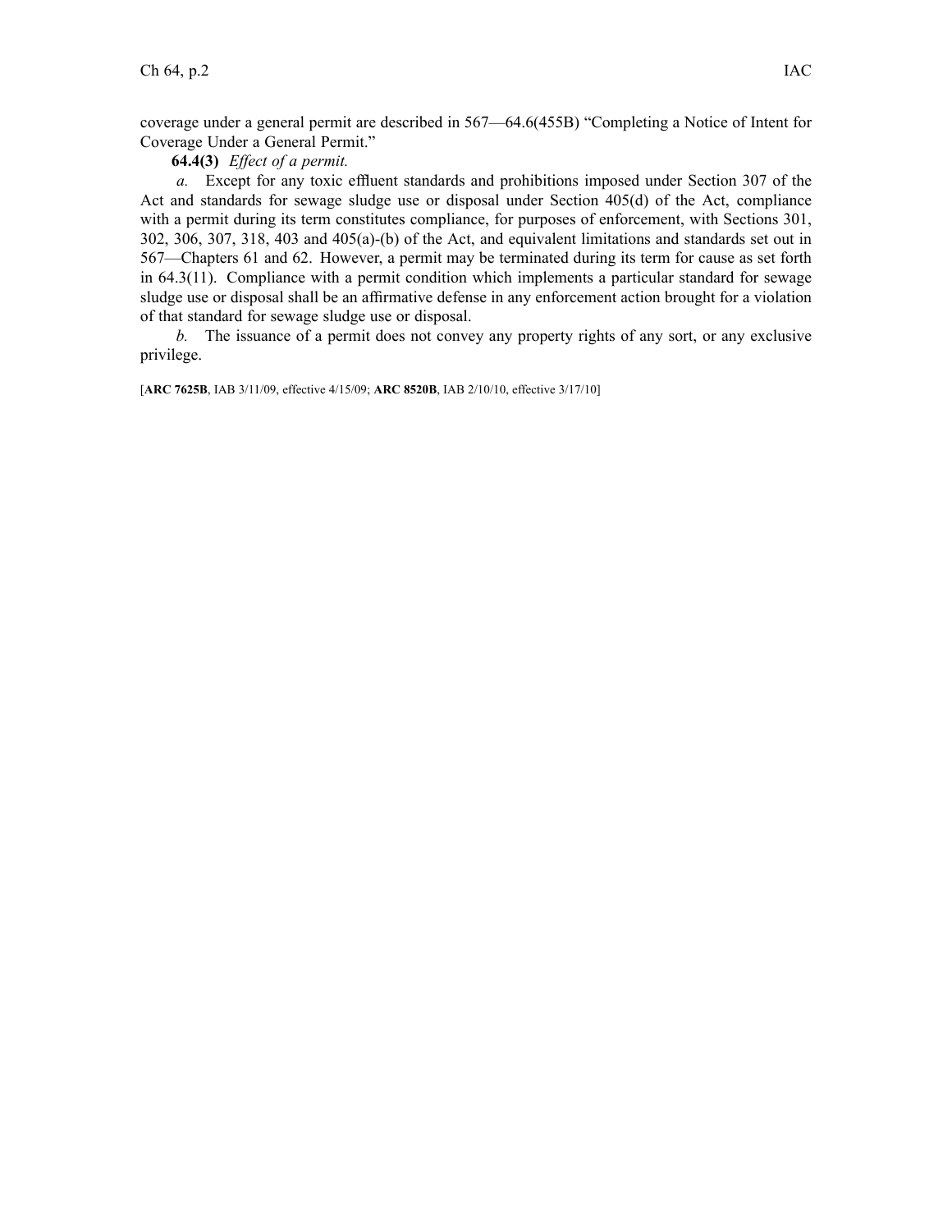coverage under a general permit are described in 567—64.6(455B) "Completing a Notice of Intent for Coverage Under a General Permit."

**64.4(3)** *Effect of a permit.*

*a.* Except for any toxic effluent standards and prohibitions imposed under Section 307 of the Act and standards for sewage sludge use or disposal under Section 405(d) of the Act, compliance with a permit during its term constitutes compliance, for purposes of enforcement, with Sections 301, 302, 306, 307, 318, 403 and 405(a)-(b) of the Act, and equivalent limitations and standards set out in 567—Chapters 61 and 62. However, a permit may be terminated during its term for cause as set forth in 64.3(11). Compliance with a permit condition which implements a particular standard for sewage sludge use or disposal shall be an affirmative defense in any enforcement action brought for a violation of that standard for sewage sludge use or disposal.

*b.* The issuance of a permit does not convey any property rights of any sort, or any exclusive privilege.

[**ARC 7625B**, IAB 3/11/09, effective 4/15/09; **ARC 8520B**, IAB 2/10/10, effective 3/17/10]